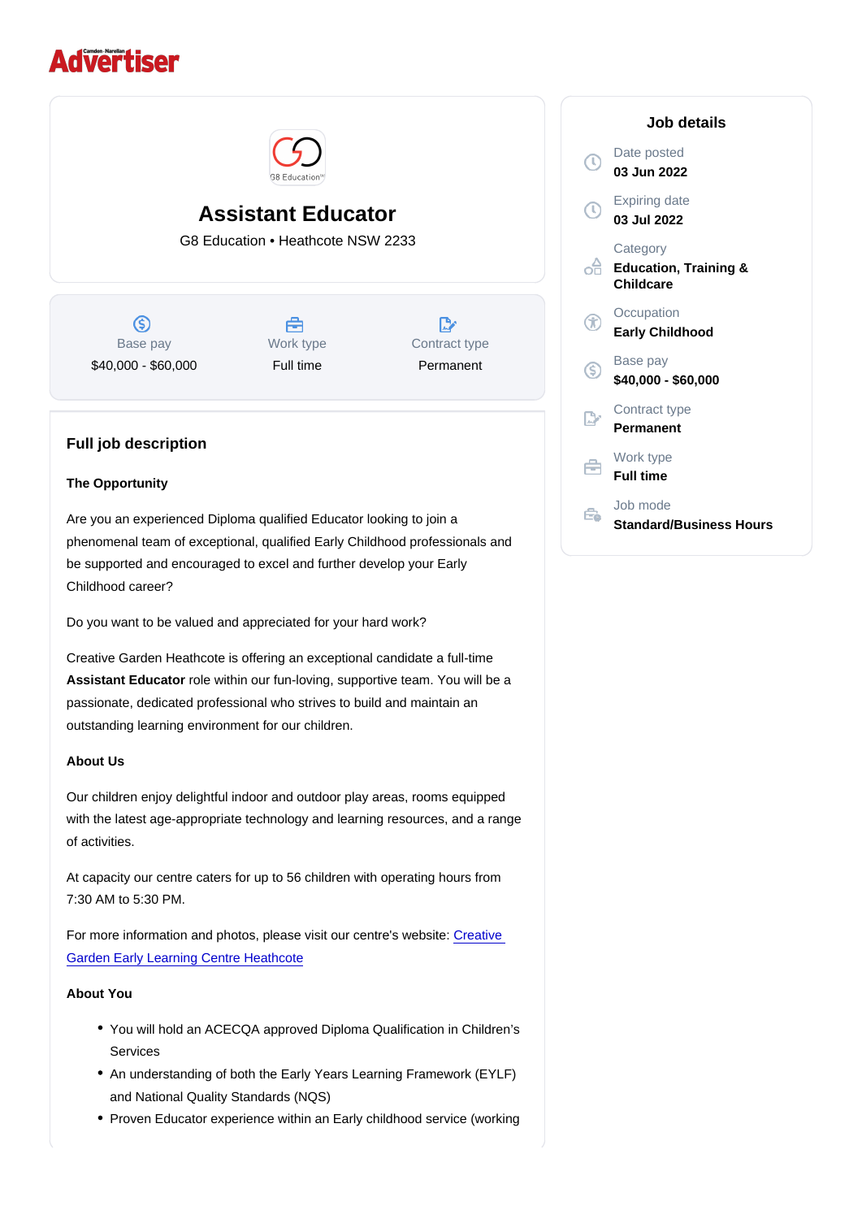# Assistant Educator

G8 Education • Heathcote NSW 2233

| Base pay | Work type | Contract type |
| --- | --- | --- |
| $40,000 - $60,000 | Full time | Permanent |

## Job details

Date posted
**03 Jun 2022**

Expiring date
**03 Jul 2022**

Category
**Education, Training & Childcare**

Occupation
**Early Childhood**

Base pay
**$40,000 - $60,000**

Contract type
**Permanent**

Work type
**Full time**

Job mode
**Standard/Business Hours**

## Full job description

**The Opportunity**

Are you an experienced Diploma qualified Educator looking to join a phenomenal team of exceptional, qualified Early Childhood professionals and be supported and encouraged to excel and further develop your Early Childhood career?

Do you want to be valued and appreciated for your hard work?

Creative Garden Heathcote is offering an exceptional candidate a full-time **Assistant Educator** role within our fun-loving, supportive team. You will be a passionate, dedicated professional who strives to build and maintain an outstanding learning environment for our children.

**About Us**

Our children enjoy delightful indoor and outdoor play areas, rooms equipped with the latest age-appropriate technology and learning resources, and a range of activities.

At capacity our centre caters for up to 56 children with operating hours from 7:30 AM to 5:30 PM.

For more information and photos, please visit our centre's website: Creative Garden Early Learning Centre Heathcote

**About You**

- You will hold an ACECQA approved Diploma Qualification in Children's Services
- An understanding of both the Early Years Learning Framework (EYLF) and National Quality Standards (NQS)
- Proven Educator experience within an Early childhood service (working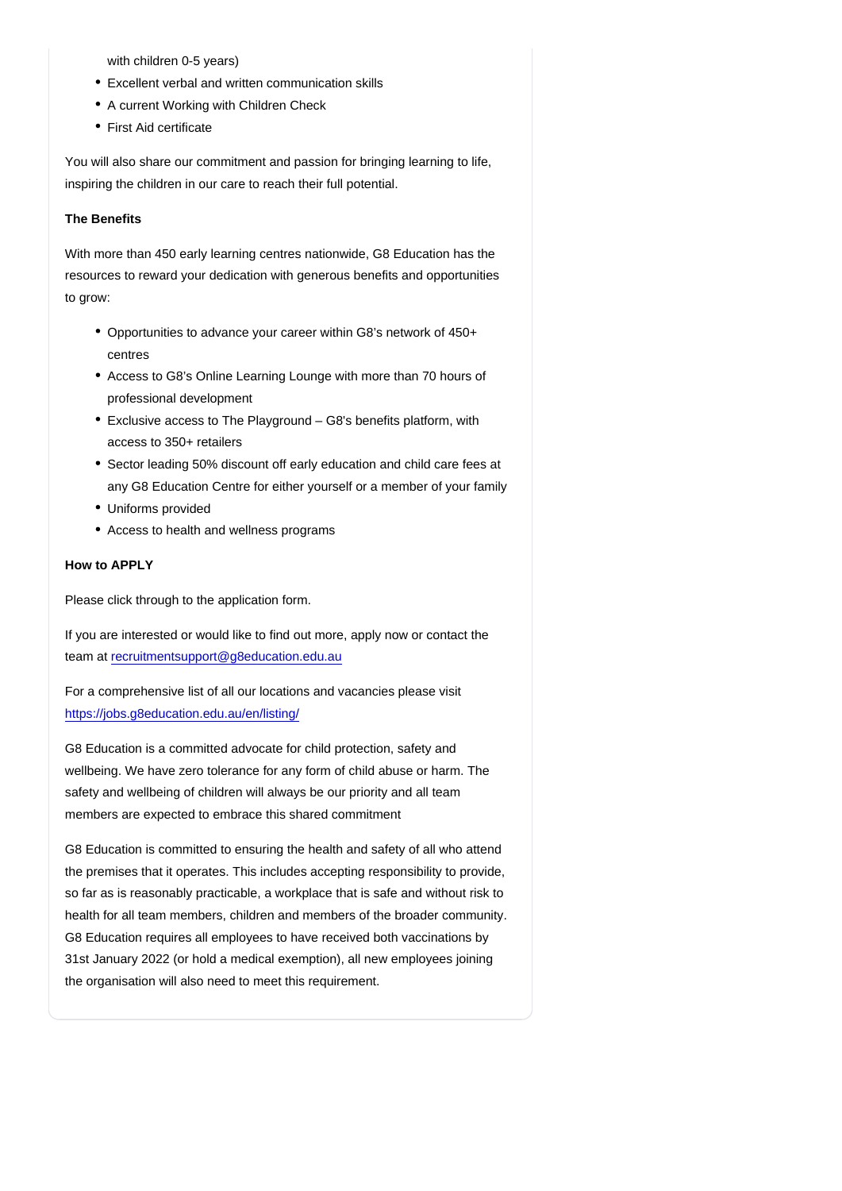with children 0-5 years)

- Excellent verbal and written communication skills
- A current Working with Children Check
- First Aid certificate

You will also share our commitment and passion for bringing learning to life, inspiring the children in our care to reach their full potential.

**The Benefits**

With more than 450 early learning centres nationwide, G8 Education has the resources to reward your dedication with generous benefits and opportunities to grow:

- Opportunities to advance your career within G8's network of 450+ centres
- Access to G8's Online Learning Lounge with more than 70 hours of professional development
- Exclusive access to The Playground – G8's benefits platform, with access to 350+ retailers
- Sector leading 50% discount off early education and child care fees at any G8 Education Centre for either yourself or a member of your family
- Uniforms provided
- Access to health and wellness programs

**How to APPLY**

Please click through to the application form.

If you are interested or would like to find out more, apply now or contact the team at recruitmentsupport@g8education.edu.au

For a comprehensive list of all our locations and vacancies please visit https://jobs.g8education.edu.au/en/listing/

G8 Education is a committed advocate for child protection, safety and wellbeing. We have zero tolerance for any form of child abuse or harm. The safety and wellbeing of children will always be our priority and all team members are expected to embrace this shared commitment

G8 Education is committed to ensuring the health and safety of all who attend the premises that it operates. This includes accepting responsibility to provide, so far as is reasonably practicable, a workplace that is safe and without risk to health for all team members, children and members of the broader community. G8 Education requires all employees to have received both vaccinations by 31st January 2022 (or hold a medical exemption), all new employees joining the organisation will also need to meet this requirement.